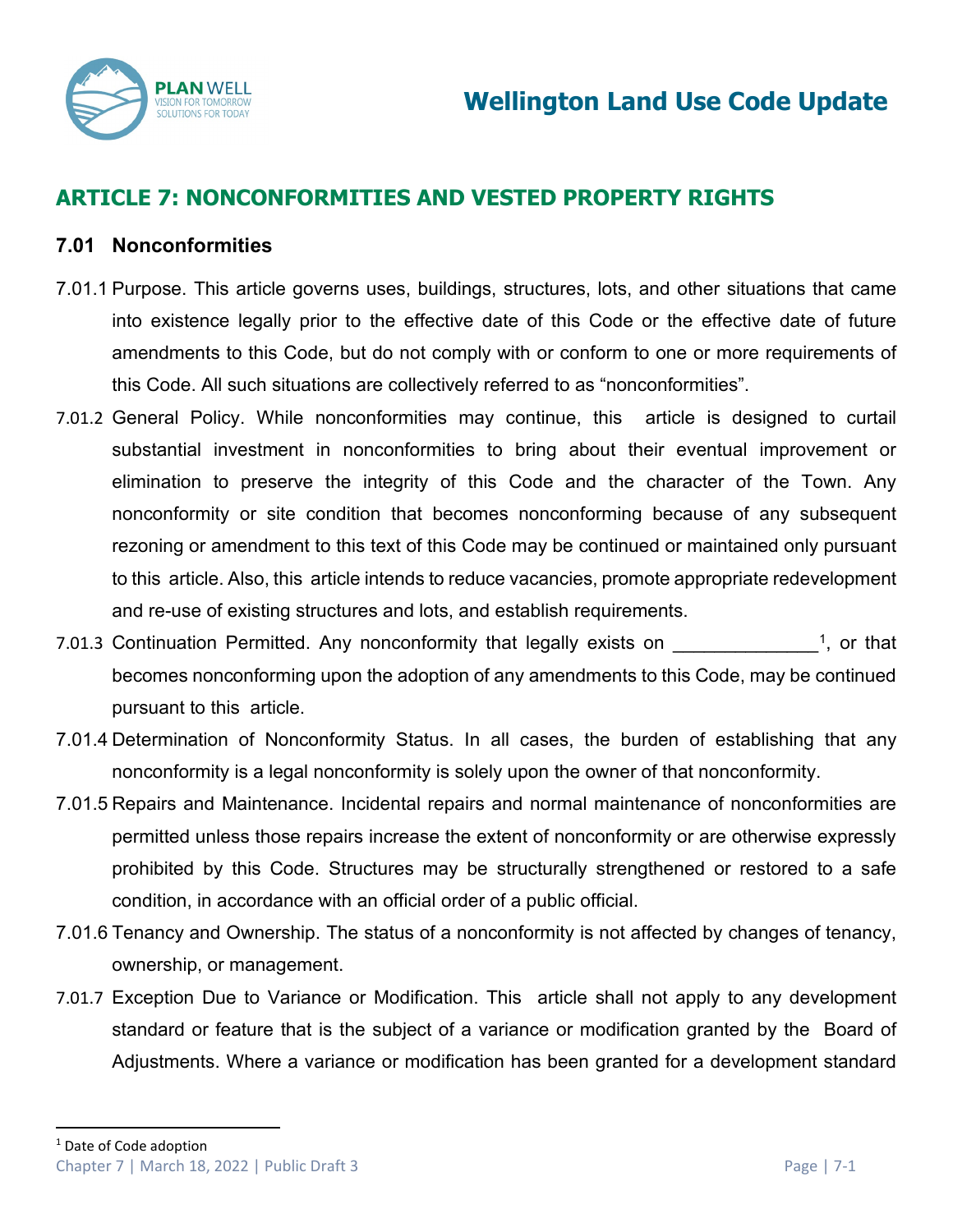# ARTICLE 7: NONCONFORMITIES AND VESTED PROPERTY RIGHTS

## 7.01 Nonconformities

7.01.1 Purpose. This article governs uses, buildings, structures, lots, and other situations that came into existence legally prior to the effective date of this Code or the effective date of future amendments to this Code, but do not comply with or conform to one or more requirements of this Code. All such situations are collectively referred to as "nonconformities".

7.01.2 General Policy. While nonconformities may continue, this article is designed to curtail substantial investment in nonconformities to bring about their eventual improvement or elimination to preserve the integrity of this Code and the character of the Town. Any nonconformity or site condition that becomes nonconforming because of any subsequent rezoning or amendment to this text of this Code may be continued or maintained only pursuant to this article. Also, this article intends to reduce vacancies, promote appropriate redevelopment and re-use of existing structures and lots, and establish requirements.

7.01.3 Continuation Permitted. Any nonconformity that legally exists on ______________[1], or that becomes nonconforming upon the adoption of any amendments to this Code, may be continued pursuant to this article.

7.01.4 Determination of Nonconformity Status. In all cases, the burden of establishing that any nonconformity is a legal nonconformity is solely upon the owner of that nonconformity.

7.01.5 Repairs and Maintenance. Incidental repairs and normal maintenance of nonconformities are permitted unless those repairs increase the extent of nonconformity or are otherwise expressly prohibited by this Code. Structures may be structurally strengthened or restored to a safe condition, in accordance with an official order of a public official.

7.01.6 Tenancy and Ownership. The status of a nonconformity is not affected by changes of tenancy, ownership, or management.

7.01.7 Exception Due to Variance or Modification. This article shall not apply to any development standard or feature that is the subject of a variance or modification granted by the Board of Adjustments. Where a variance or modification has been granted for a development standard

[1] Date of Code adoption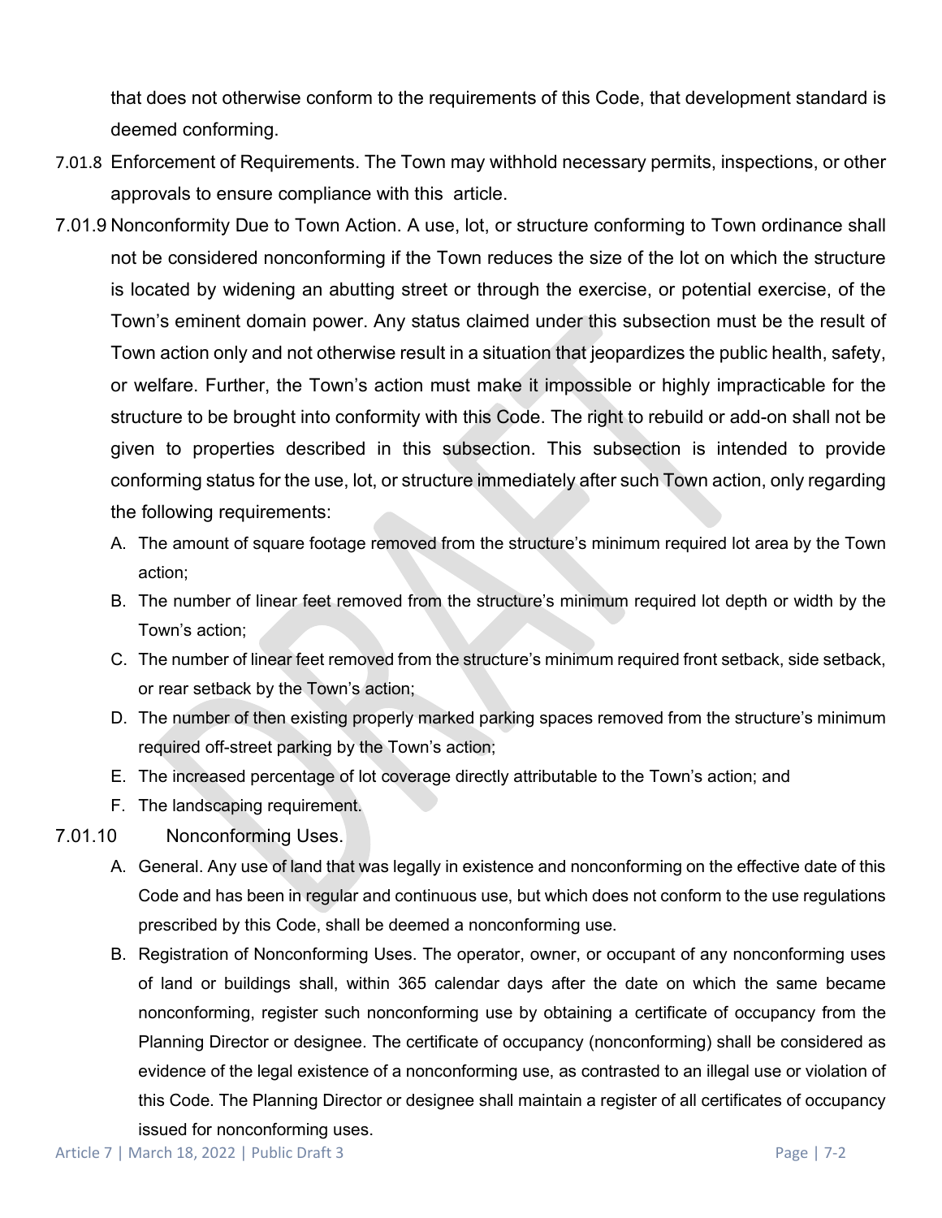that does not otherwise conform to the requirements of this Code, that development standard is deemed conforming.

7.01.8 Enforcement of Requirements. The Town may withhold necessary permits, inspections, or other approvals to ensure compliance with this article.

7.01.9 Nonconformity Due to Town Action. A use, lot, or structure conforming to Town ordinance shall not be considered nonconforming if the Town reduces the size of the lot on which the structure is located by widening an abutting street or through the exercise, or potential exercise, of the Town's eminent domain power. Any status claimed under this subsection must be the result of Town action only and not otherwise result in a situation that jeopardizes the public health, safety, or welfare. Further, the Town's action must make it impossible or highly impracticable for the structure to be brought into conformity with this Code. The right to rebuild or add-on shall not be given to properties described in this subsection. This subsection is intended to provide conforming status for the use, lot, or structure immediately after such Town action, only regarding the following requirements:

A. The amount of square footage removed from the structure's minimum required lot area by the Town action;
B. The number of linear feet removed from the structure's minimum required lot depth or width by the Town's action;
C. The number of linear feet removed from the structure's minimum required front setback, side setback, or rear setback by the Town's action;
D. The number of then existing properly marked parking spaces removed from the structure's minimum required off-street parking by the Town's action;
E. The increased percentage of lot coverage directly attributable to the Town's action; and
F. The landscaping requirement.

7.01.10 Nonconforming Uses.

A. General. Any use of land that was legally in existence and nonconforming on the effective date of this Code and has been in regular and continuous use, but which does not conform to the use regulations prescribed by this Code, shall be deemed a nonconforming use.
B. Registration of Nonconforming Uses. The operator, owner, or occupant of any nonconforming uses of land or buildings shall, within 365 calendar days after the date on which the same became nonconforming, register such nonconforming use by obtaining a certificate of occupancy from the Planning Director or designee. The certificate of occupancy (nonconforming) shall be considered as evidence of the legal existence of a nonconforming use, as contrasted to an illegal use or violation of this Code. The Planning Director or designee shall maintain a register of all certificates of occupancy issued for nonconforming uses.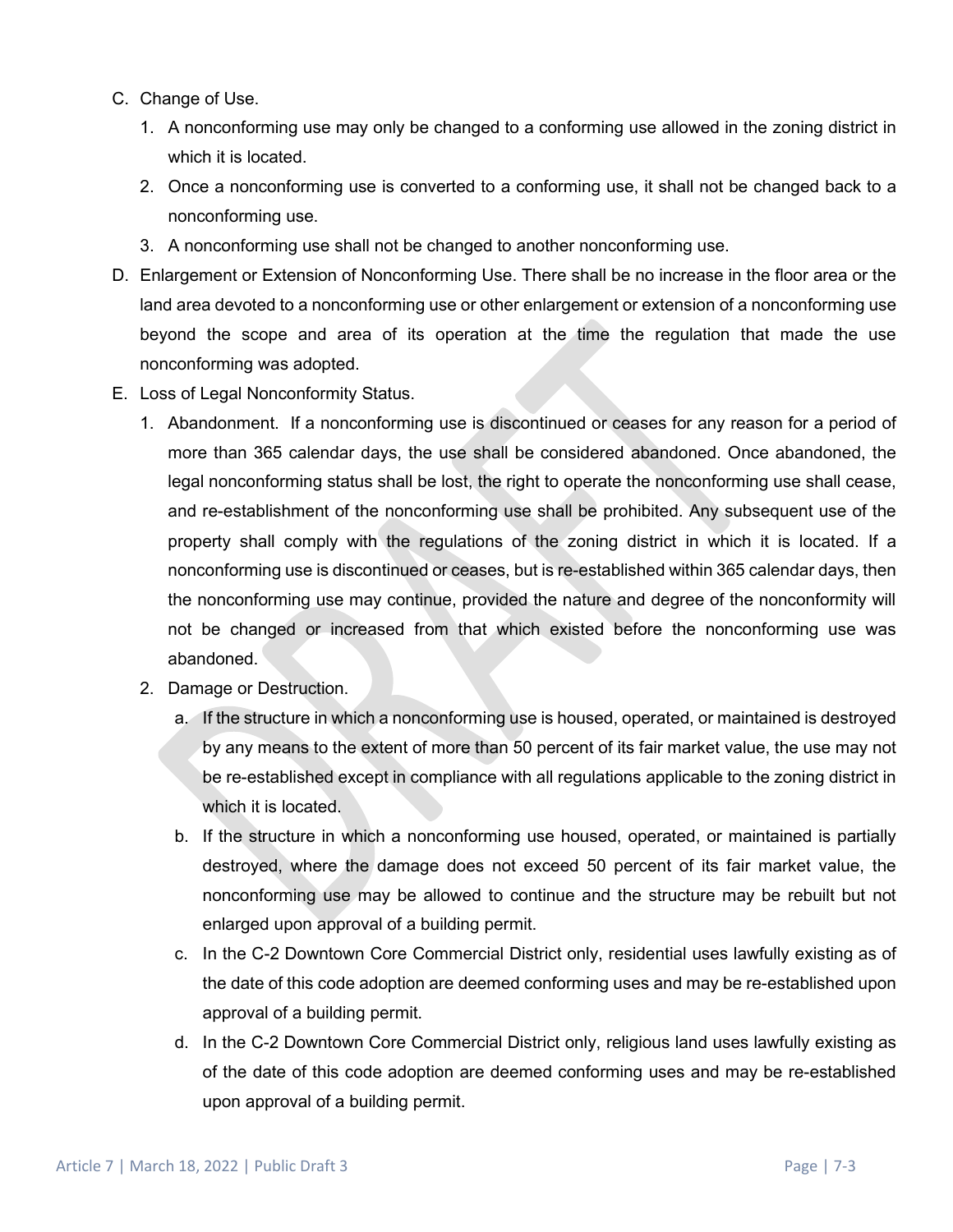C. Change of Use.

   1. A nonconforming use may only be changed to a conforming use allowed in the zoning district in which it is located.
   2. Once a nonconforming use is converted to a conforming use, it shall not be changed back to a nonconforming use.
   3. A nonconforming use shall not be changed to another nonconforming use.

D. Enlargement or Extension of Nonconforming Use. There shall be no increase in the floor area or the land area devoted to a nonconforming use or other enlargement or extension of a nonconforming use beyond the scope and area of its operation at the time the regulation that made the use nonconforming was adopted.

E. Loss of Legal Nonconformity Status.

   1. Abandonment. If a nonconforming use is discontinued or ceases for any reason for a period of more than 365 calendar days, the use shall be considered abandoned. Once abandoned, the legal nonconforming status shall be lost, the right to operate the nonconforming use shall cease, and re-establishment of the nonconforming use shall be prohibited. Any subsequent use of the property shall comply with the regulations of the zoning district in which it is located. If a nonconforming use is discontinued or ceases, but is re-established within 365 calendar days, then the nonconforming use may continue, provided the nature and degree of the nonconformity will not be changed or increased from that which existed before the nonconforming use was abandoned.
   2. Damage or Destruction.
      a. If the structure in which a nonconforming use is housed, operated, or maintained is destroyed by any means to the extent of more than 50 percent of its fair market value, the use may not be re-established except in compliance with all regulations applicable to the zoning district in which it is located.
      b. If the structure in which a nonconforming use housed, operated, or maintained is partially destroyed, where the damage does not exceed 50 percent of its fair market value, the nonconforming use may be allowed to continue and the structure may be rebuilt but not enlarged upon approval of a building permit.
      c. In the C-2 Downtown Core Commercial District only, residential uses lawfully existing as of the date of this code adoption are deemed conforming uses and may be re-established upon approval of a building permit.
      d. In the C-2 Downtown Core Commercial District only, religious land uses lawfully existing as of the date of this code adoption are deemed conforming uses and may be re-established upon approval of a building permit.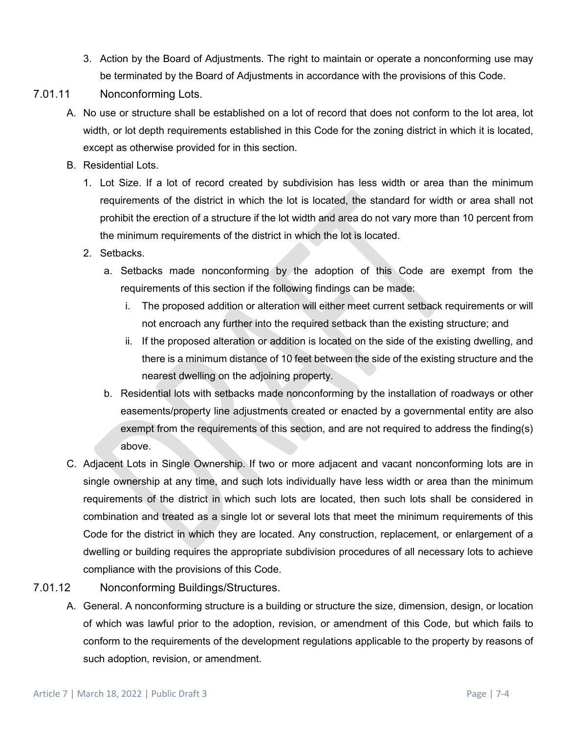3. Action by the Board of Adjustments. The right to maintain or operate a nonconforming use may be terminated by the Board of Adjustments in accordance with the provisions of this Code.

### 7.01.11 Nonconforming Lots.

A. No use or structure shall be established on a lot of record that does not conform to the lot area, lot width, or lot depth requirements established in this Code for the zoning district in which it is located, except as otherwise provided for in this section.

B. Residential Lots.

1. Lot Size. If a lot of record created by subdivision has less width or area than the minimum requirements of the district in which the lot is located, the standard for width or area shall not prohibit the erection of a structure if the lot width and area do not vary more than 10 percent from the minimum requirements of the district in which the lot is located.

2. Setbacks.

   a. Setbacks made nonconforming by the adoption of this Code are exempt from the requirements of this section if the following findings can be made:

      i. The proposed addition or alteration will either meet current setback requirements or will not encroach any further into the required setback than the existing structure; and

      ii. If the proposed alteration or addition is located on the side of the existing dwelling, and there is a minimum distance of 10 feet between the side of the existing structure and the nearest dwelling on the adjoining property.

   b. Residential lots with setbacks made nonconforming by the installation of roadways or other easements/property line adjustments created or enacted by a governmental entity are also exempt from the requirements of this section, and are not required to address the finding(s) above.

C. Adjacent Lots in Single Ownership. If two or more adjacent and vacant nonconforming lots are in single ownership at any time, and such lots individually have less width or area than the minimum requirements of the district in which such lots are located, then such lots shall be considered in combination and treated as a single lot or several lots that meet the minimum requirements of this Code for the district in which they are located. Any construction, replacement, or enlargement of a dwelling or building requires the appropriate subdivision procedures of all necessary lots to achieve compliance with the provisions of this Code.

### 7.01.12 Nonconforming Buildings/Structures.

A. General. A nonconforming structure is a building or structure the size, dimension, design, or location of which was lawful prior to the adoption, revision, or amendment of this Code, but which fails to conform to the requirements of the development regulations applicable to the property by reasons of such adoption, revision, or amendment.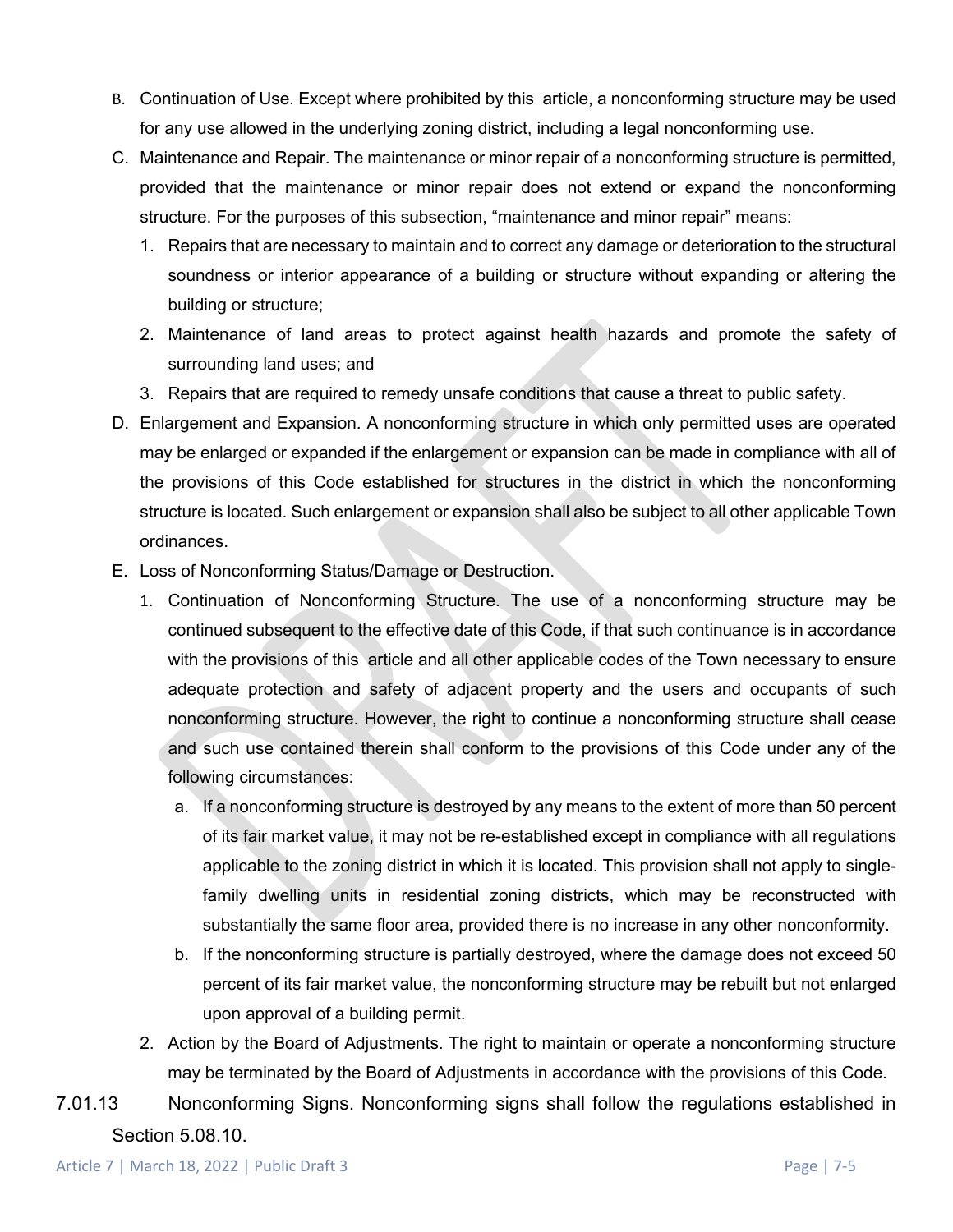B. Continuation of Use. Except where prohibited by this article, a nonconforming structure may be used for any use allowed in the underlying zoning district, including a legal nonconforming use.

C. Maintenance and Repair. The maintenance or minor repair of a nonconforming structure is permitted, provided that the maintenance or minor repair does not extend or expand the nonconforming structure. For the purposes of this subsection, "maintenance and minor repair" means:

   1. Repairs that are necessary to maintain and to correct any damage or deterioration to the structural soundness or interior appearance of a building or structure without expanding or altering the building or structure;
   2. Maintenance of land areas to protect against health hazards and promote the safety of surrounding land uses; and
   3. Repairs that are required to remedy unsafe conditions that cause a threat to public safety.

D. Enlargement and Expansion. A nonconforming structure in which only permitted uses are operated may be enlarged or expanded if the enlargement or expansion can be made in compliance with all of the provisions of this Code established for structures in the district in which the nonconforming structure is located. Such enlargement or expansion shall also be subject to all other applicable Town ordinances.

E. Loss of Nonconforming Status/Damage or Destruction.

   1. Continuation of Nonconforming Structure. The use of a nonconforming structure may be continued subsequent to the effective date of this Code, if that such continuance is in accordance with the provisions of this article and all other applicable codes of the Town necessary to ensure adequate protection and safety of adjacent property and the users and occupants of such nonconforming structure. However, the right to continue a nonconforming structure shall cease and such use contained therein shall conform to the provisions of this Code under any of the following circumstances:

      a. If a nonconforming structure is destroyed by any means to the extent of more than 50 percent of its fair market value, it may not be re-established except in compliance with all regulations applicable to the zoning district in which it is located. This provision shall not apply to single-family dwelling units in residential zoning districts, which may be reconstructed with substantially the same floor area, provided there is no increase in any other nonconformity.

      b. If the nonconforming structure is partially destroyed, where the damage does not exceed 50 percent of its fair market value, the nonconforming structure may be rebuilt but not enlarged upon approval of a building permit.

   2. Action by the Board of Adjustments. The right to maintain or operate a nonconforming structure may be terminated by the Board of Adjustments in accordance with the provisions of this Code.

7.01.13 Nonconforming Signs. Nonconforming signs shall follow the regulations established in Section 5.08.10.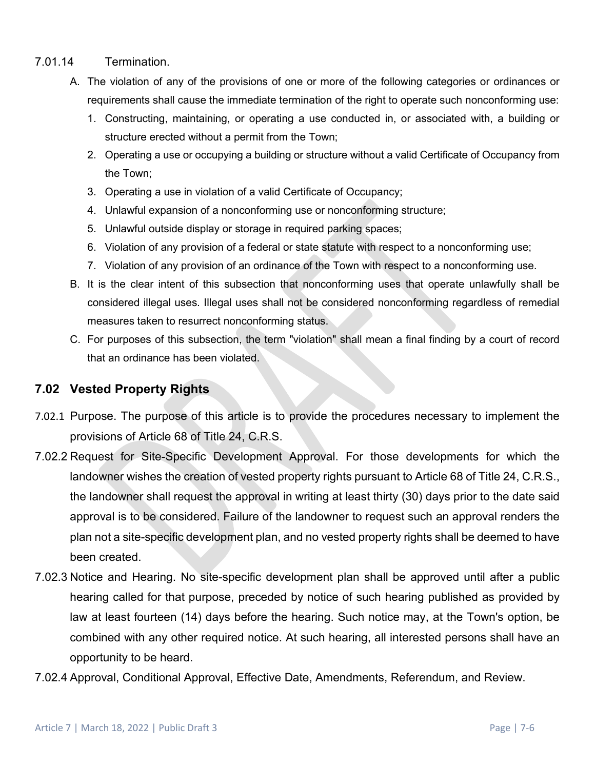7.01.14 Termination.

A. The violation of any of the provisions of one or more of the following categories or ordinances or requirements shall cause the immediate termination of the right to operate such nonconforming use:
   1. Constructing, maintaining, or operating a use conducted in, or associated with, a building or structure erected without a permit from the Town;
   2. Operating a use or occupying a building or structure without a valid Certificate of Occupancy from the Town;
   3. Operating a use in violation of a valid Certificate of Occupancy;
   4. Unlawful expansion of a nonconforming use or nonconforming structure;
   5. Unlawful outside display or storage in required parking spaces;
   6. Violation of any provision of a federal or state statute with respect to a nonconforming use;
   7. Violation of any provision of an ordinance of the Town with respect to a nonconforming use.

B. It is the clear intent of this subsection that nonconforming uses that operate unlawfully shall be considered illegal uses. Illegal uses shall not be considered nonconforming regardless of remedial measures taken to resurrect nonconforming status.

C. For purposes of this subsection, the term "violation" shall mean a final finding by a court of record that an ordinance has been violated.

## 7.02 Vested Property Rights

7.02.1 Purpose. The purpose of this article is to provide the procedures necessary to implement the provisions of Article 68 of Title 24, C.R.S.

7.02.2 Request for Site-Specific Development Approval. For those developments for which the landowner wishes the creation of vested property rights pursuant to Article 68 of Title 24, C.R.S., the landowner shall request the approval in writing at least thirty (30) days prior to the date said approval is to be considered. Failure of the landowner to request such an approval renders the plan not a site-specific development plan, and no vested property rights shall be deemed to have been created.

7.02.3 Notice and Hearing. No site-specific development plan shall be approved until after a public hearing called for that purpose, preceded by notice of such hearing published as provided by law at least fourteen (14) days before the hearing. Such notice may, at the Town's option, be combined with any other required notice. At such hearing, all interested persons shall have an opportunity to be heard.

7.02.4 Approval, Conditional Approval, Effective Date, Amendments, Referendum, and Review.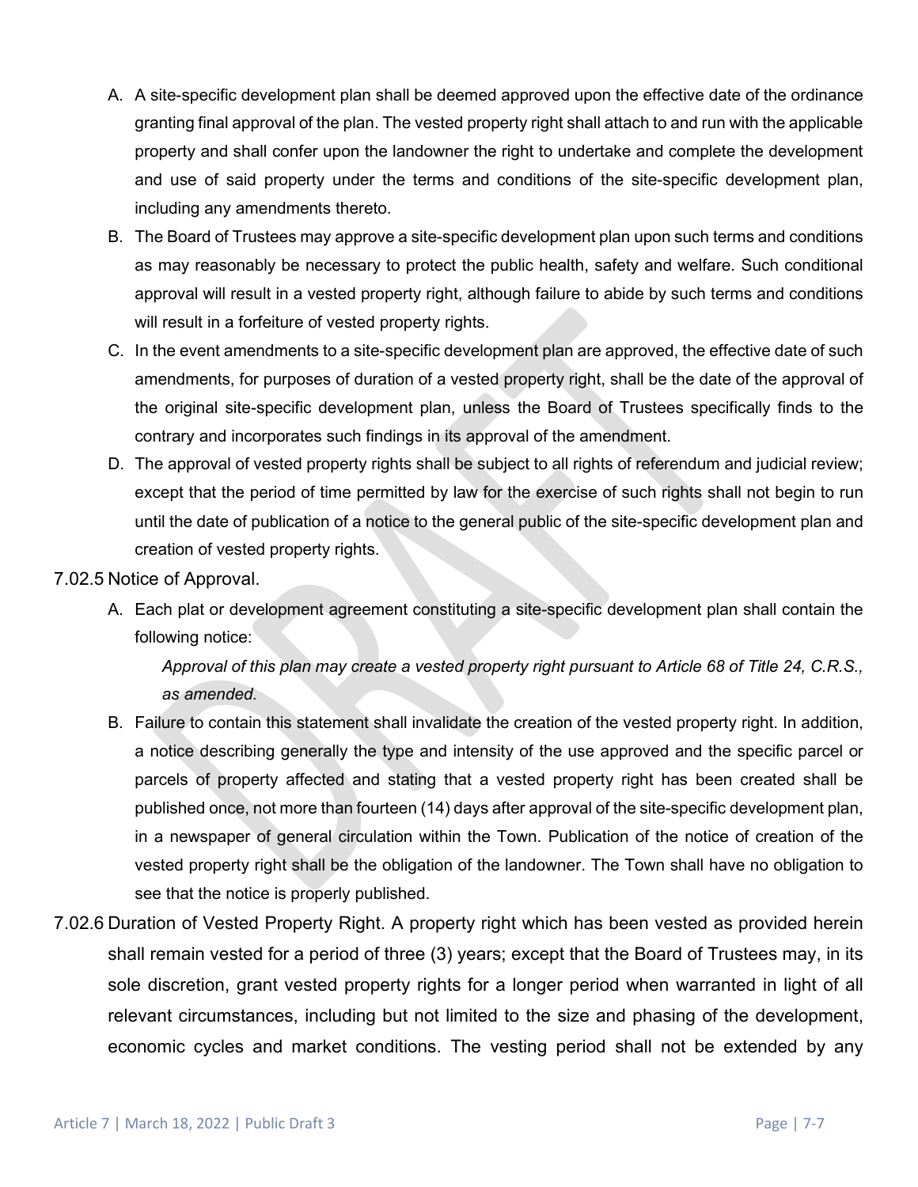A. A site-specific development plan shall be deemed approved upon the effective date of the ordinance granting final approval of the plan. The vested property right shall attach to and run with the applicable property and shall confer upon the landowner the right to undertake and complete the development and use of said property under the terms and conditions of the site-specific development plan, including any amendments thereto.

B. The Board of Trustees may approve a site-specific development plan upon such terms and conditions as may reasonably be necessary to protect the public health, safety and welfare. Such conditional approval will result in a vested property right, although failure to abide by such terms and conditions will result in a forfeiture of vested property rights.

C. In the event amendments to a site-specific development plan are approved, the effective date of such amendments, for purposes of duration of a vested property right, shall be the date of the approval of the original site-specific development plan, unless the Board of Trustees specifically finds to the contrary and incorporates such findings in its approval of the amendment.

D. The approval of vested property rights shall be subject to all rights of referendum and judicial review; except that the period of time permitted by law for the exercise of such rights shall not begin to run until the date of publication of a notice to the general public of the site-specific development plan and creation of vested property rights.

7.02.5 Notice of Approval.

A. Each plat or development agreement constituting a site-specific development plan shall contain the following notice:

   *Approval of this plan may create a vested property right pursuant to Article 68 of Title 24, C.R.S., as amended.*

B. Failure to contain this statement shall invalidate the creation of the vested property right. In addition, a notice describing generally the type and intensity of the use approved and the specific parcel or parcels of property affected and stating that a vested property right has been created shall be published once, not more than fourteen (14) days after approval of the site-specific development plan, in a newspaper of general circulation within the Town. Publication of the notice of creation of the vested property right shall be the obligation of the landowner. The Town shall have no obligation to see that the notice is properly published.

7.02.6 Duration of Vested Property Right. A property right which has been vested as provided herein shall remain vested for a period of three (3) years; except that the Board of Trustees may, in its sole discretion, grant vested property rights for a longer period when warranted in light of all relevant circumstances, including but not limited to the size and phasing of the development, economic cycles and market conditions. The vesting period shall not be extended by any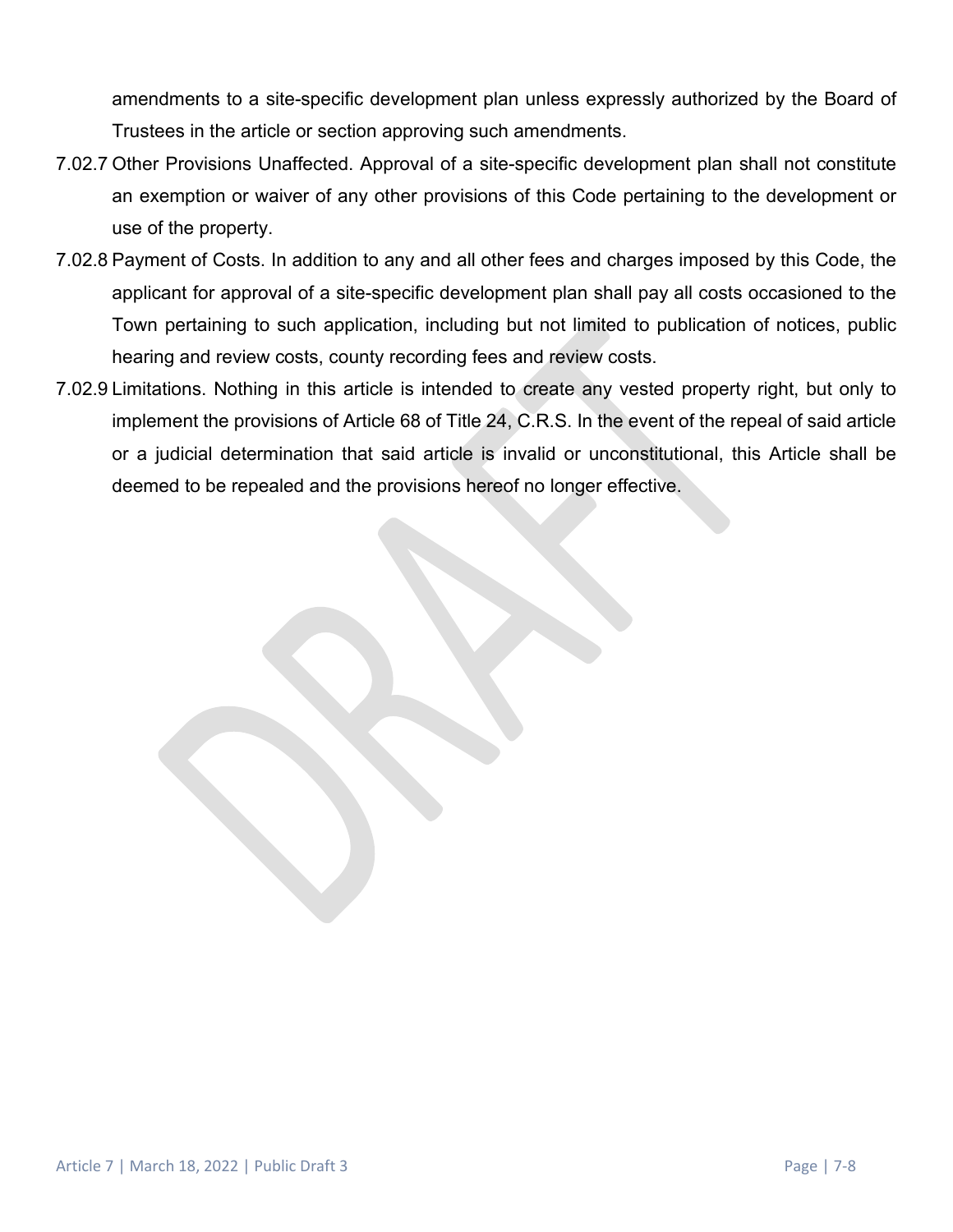amendments to a site-specific development plan unless expressly authorized by the Board of Trustees in the article or section approving such amendments.

7.02.7 Other Provisions Unaffected. Approval of a site-specific development plan shall not constitute an exemption or waiver of any other provisions of this Code pertaining to the development or use of the property.

7.02.8 Payment of Costs. In addition to any and all other fees and charges imposed by this Code, the applicant for approval of a site-specific development plan shall pay all costs occasioned to the Town pertaining to such application, including but not limited to publication of notices, public hearing and review costs, county recording fees and review costs.

7.02.9 Limitations. Nothing in this article is intended to create any vested property right, but only to implement the provisions of Article 68 of Title 24, C.R.S. In the event of the repeal of said article or a judicial determination that said article is invalid or unconstitutional, this Article shall be deemed to be repealed and the provisions hereof no longer effective.